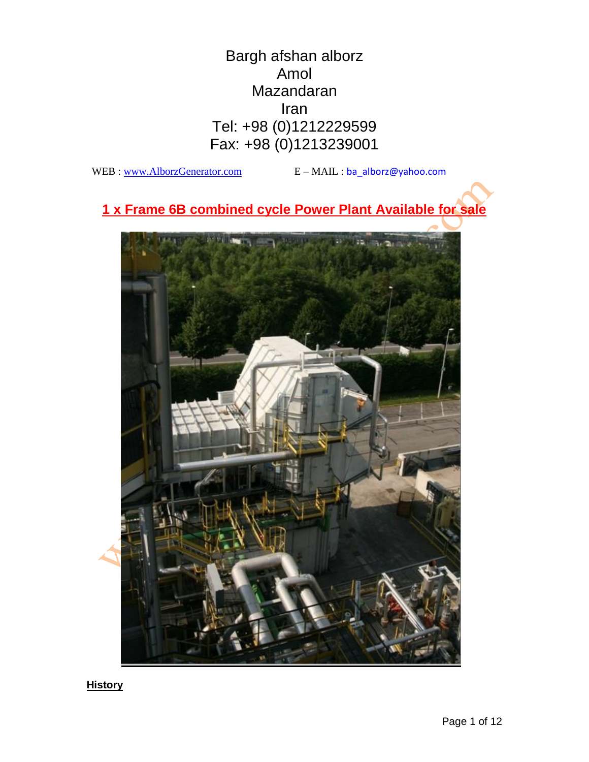Bargh afshan alborz
Amol
Mazandaran
Iran
Tel: +98 (0)1212229599
Fax: +98 (0)1213239001

WEB : www.AlborzGenerator.com E – MAIL : ba_alborz@yahoo.com

# 1 x Frame 6B combined cycle Power Plant Available for sale

## History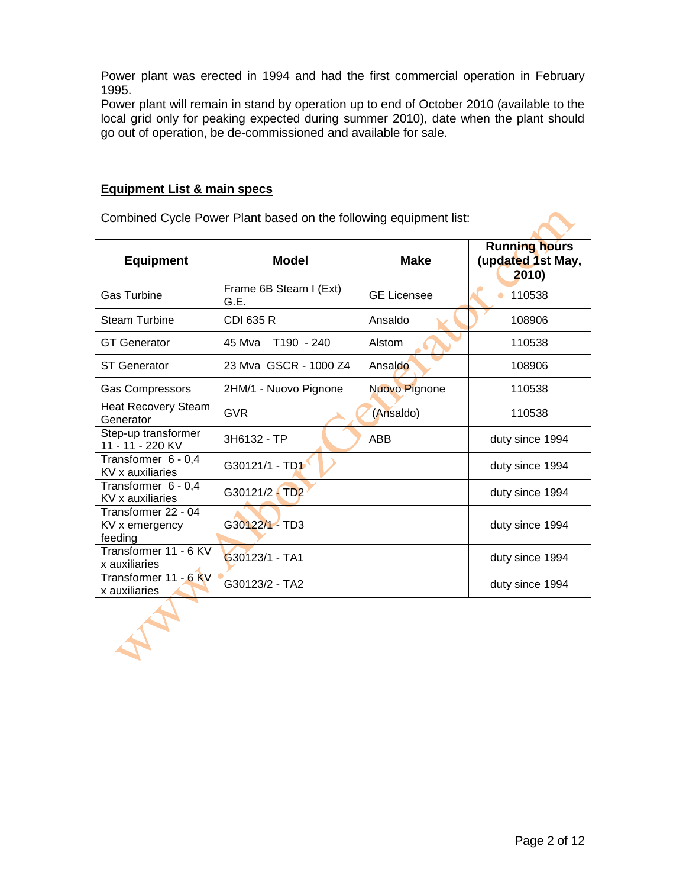Power plant was erected in 1994 and had the first commercial operation in February 1995.
Power plant will remain in stand by operation up to end of October 2010 (available to the local grid only for peaking expected during summer 2010), date when the plant should go out of operation, be de-commissioned and available for sale.

**Equipment List & main specs**

Combined Cycle Power Plant based on the following equipment list:

| Equipment | Model | Make | Running hours (updated 1st May, 2010) |
|---|---|---|---|
| Gas Turbine | Frame 6B Steam I (Ext) G.E. | GE Licensee | 110538 |
| Steam Turbine | CDI 635 R | Ansaldo | 108906 |
| GT Generator | 45 Mva T190 - 240 | Alstom | 110538 |
| ST Generator | 23 Mva GSCR - 1000 Z4 | Ansaldo | 108906 |
| Gas Compressors | 2HM/1 - Nuovo Pignone | Nuovo Pignone | 110538 |
| Heat Recovery Steam Generator | GVR | (Ansaldo) | 110538 |
| Step-up transformer 11 - 11 - 220 KV | 3H6132 - TP | ABB | duty since 1994 |
| Transformer 6 - 0,4 KV x auxiliaries | G30121/1 - TD1 | | duty since 1994 |
| Transformer 6 - 0,4 KV x auxiliaries | G30121/2 - TD2 | | duty since 1994 |
| Transformer 22 - 04 KV x emergency feeding | G30122/1 - TD3 | | duty since 1994 |
| Transformer 11 - 6 KV x auxiliaries | G30123/1 - TA1 | | duty since 1994 |
| Transformer 11 - 6 KV x auxiliaries | G30123/2 - TA2 | | duty since 1994 |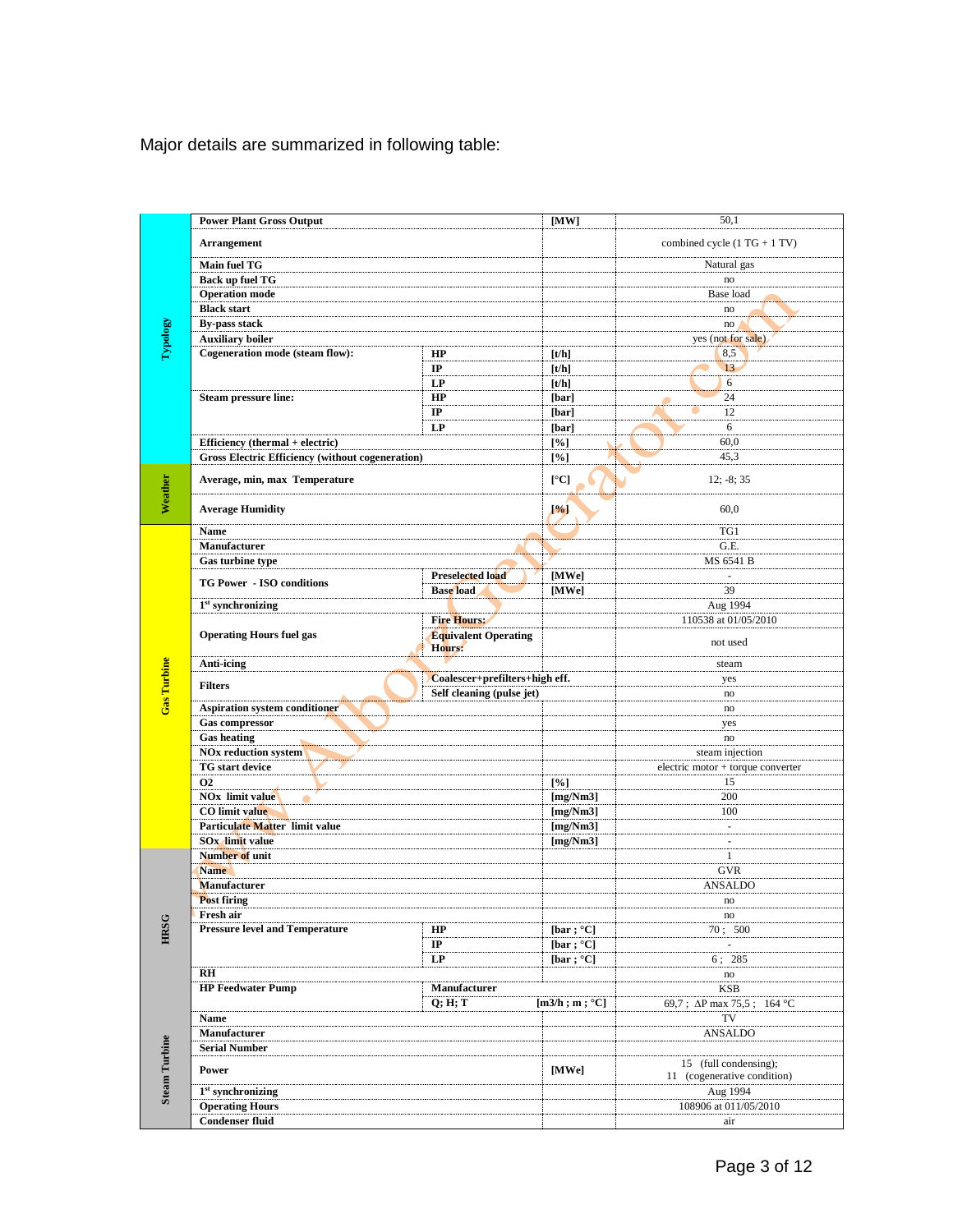Major details are summarized in following table:

| Section | Parameter | Sub-parameter | Unit | Value |
|---|---|---|---|---|
| Typology | Power Plant Gross Output | | [MW] | 50,1 |
| | Arrangement | | | combined cycle (1 TG + 1 TV) |
| | Main fuel TG | | | Natural gas |
| | Back up fuel TG | | | no |
| | Operation mode | | | Base load |
| | Black start | | | no |
| | By-pass stack | | | no |
| | Auxiliary boiler | | | yes (not for sale) |
| | Cogeneration mode (steam flow): | HP | [t/h] | 8,5 |
| | | IP | [t/h] | 13 |
| | | LP | [t/h] | 6 |
| | Steam pressure line: | HP | [bar] | 24 |
| | | IP | [bar] | 12 |
| | | LP | [bar] | 6 |
| | Efficiency (thermal + electric) | | [%] | 60,0 |
| | Gross Electric Efficiency (without cogeneration) | | [%] | 45,3 |
| Weather | Average, min, max Temperature | | [°C] | 12; -8; 35 |
| | Average Humidity | | [%] | 60,0 |
| Gas Turbine | Name | | | TG1 |
| | Manufacturer | | | G.E. |
| | Gas turbine type | | | MS 6541 B |
| | TG Power - ISO conditions | Preselected load | [MWe] | - |
| | | Base load | [MWe] | 39 |
| | 1st synchronizing | | | Aug 1994 |
| | Operating Hours fuel gas | Fire Hours: | | 110538 at 01/05/2010 |
| | | Equivalent Operating Hours: | | not used |
| | Anti-icing | | | steam |
| | Filters | Coalescer+prefilters+high eff. | | yes |
| | | Self cleaning (pulse jet) | | no |
| | Aspiration system conditioner | | | no |
| | Gas compressor | | | yes |
| | Gas heating | | | no |
| | NOx reduction system | | | steam injection |
| | TG start device | | | electric motor + torque converter |
| | O2 | | [%] | 15 |
| | NOx limit value | | [mg/Nm3] | 200 |
| | CO limit value | | [mg/Nm3] | 100 |
| | Particulate Matter limit value | | [mg/Nm3] | - |
| | SOx limit value | | [mg/Nm3] | - |
| HRSG | Number of unit | | | 1 |
| | Name | | | GVR |
| | Manufacturer | | | ANSALDO |
| | Post firing | | | no |
| | Fresh air | | | no |
| | Pressure level and Temperature | HP | [bar ; °C] | 70 ; 500 |
| | | IP | [bar ; °C] | - |
| | | LP | [bar ; °C] | 6 ; 285 |
| | RH | | | no |
| | HP Feedwater Pump | Manufacturer | | KSB |
| | | Q; H; T | [m3/h ; m ; °C] | 69,7 ; ΔP max 75,5 ; 164 °C |
| Steam Turbine | Name | | | TV |
| | Manufacturer | | | ANSALDO |
| | Serial Number | | | |
| | Power | | [MWe] | 15 (full condensing); 11 (cogenerative condition) |
| | 1st synchronizing | | | Aug 1994 |
| | Operating Hours | | | 108906 at 011/05/2010 |
| | Condenser fluid | | | air |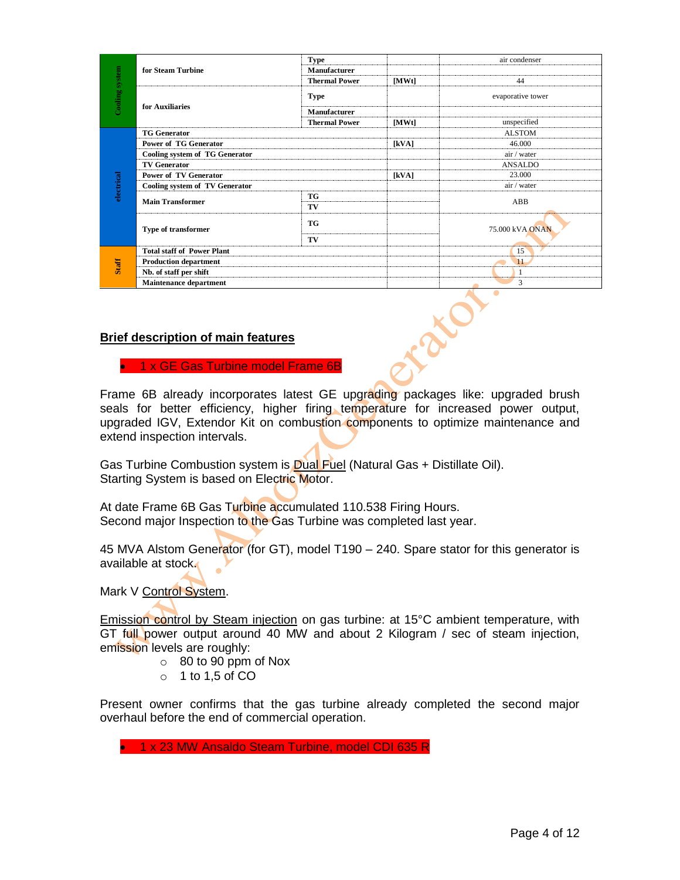| | | | | |
|---|---|---|---|---|
| Cooling system | for Steam Turbine | Type | | air condenser |
| | | Manufacturer | | |
| | | Thermal Power | [MWt] | 44 |
| | for Auxiliaries | Type | | evaporative tower |
| | | Manufacturer | | |
| | | Thermal Power | [MWt] | unspecified |
| electrical | TG Generator | | | ALSTOM |
| | Power of TG Generator | | [kVA] | 46.000 |
| | Cooling system of TG Generator | | | air / water |
| | TV Generator | | | ANSALDO |
| | Power of TV Generator | | [kVA] | 23.000 |
| | Cooling system of TV Generator | | | air / water |
| | Main Transformer | TG | | ABB |
| | | TV | | |
| | Type of transformer | TG | | 75.000 kVA ONAN |
| | | TV | | |
| Staff | Total staff of Power Plant | | | 15 |
| | Production department | | | 11 |
| | Nb. of staff per shift | | | 1 |
| | Maintenance department | | | 3 |

## Brief description of main features

- 1 x GE Gas Turbine model Frame 6B

Frame 6B already incorporates latest GE upgrading packages like: upgraded brush seals for better efficiency, higher firing temperature for increased power output, upgraded IGV, Extendor Kit on combustion components to optimize maintenance and extend inspection intervals.

Gas Turbine Combustion system is Dual Fuel (Natural Gas + Distillate Oil).
Starting System is based on Electric Motor.

At date Frame 6B Gas Turbine accumulated 110.538 Firing Hours.
Second major Inspection to the Gas Turbine was completed last year.

45 MVA Alstom Generator (for GT), model T190 – 240. Spare stator for this generator is available at stock.

Mark V Control System.

Emission control by Steam injection on gas turbine: at 15°C ambient temperature, with GT full power output around 40 MW and about 2 Kilogram / sec of steam injection, emission levels are roughly:

- 80 to 90 ppm of Nox
- 1 to 1,5 of CO

Present owner confirms that the gas turbine already completed the second major overhaul before the end of commercial operation.

- 1 x 23 MW Ansaldo Steam Turbine, model CDI 635 R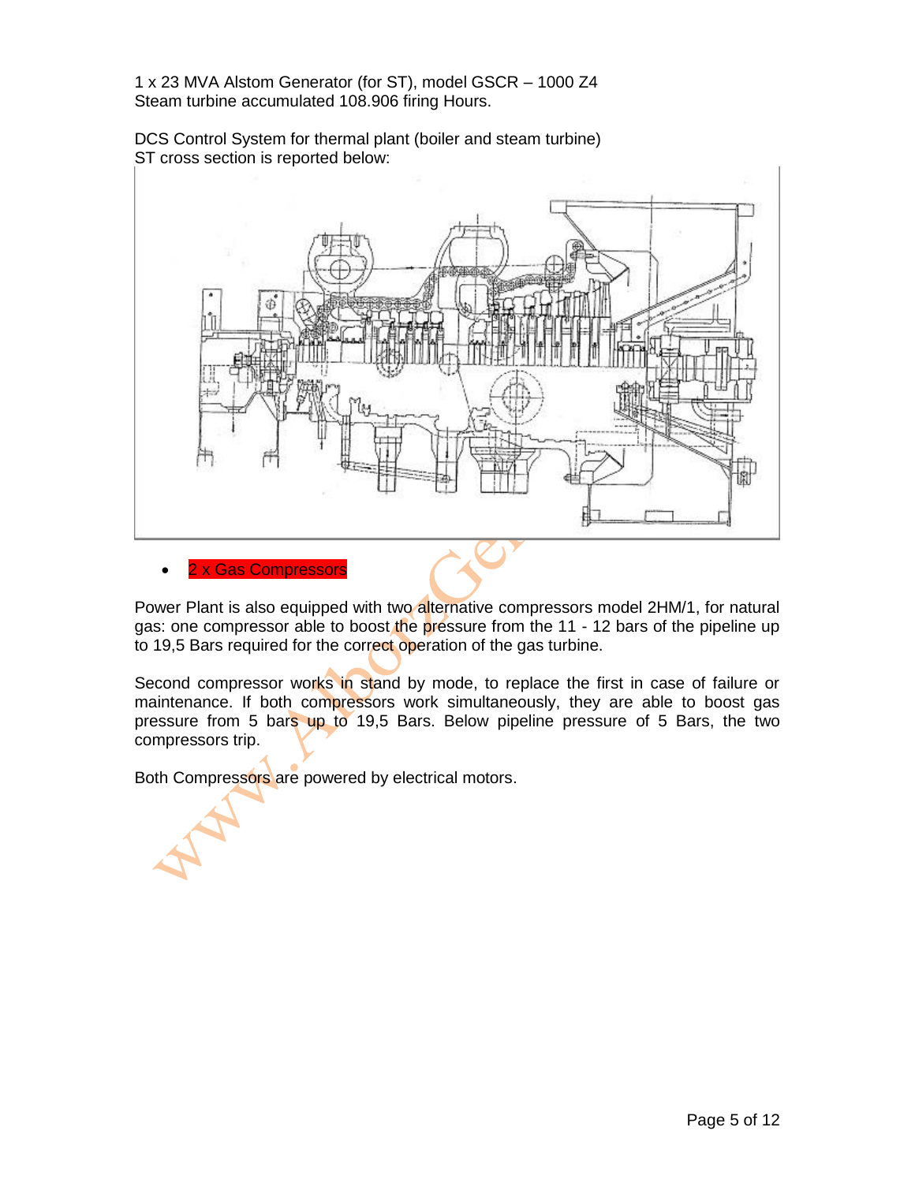1 x 23 MVA Alstom Generator (for ST), model GSCR – 1000 Z4
Steam turbine accumulated 108.906 firing Hours.

DCS Control System for thermal plant (boiler and steam turbine)
ST cross section is reported below:

- 2 x Gas Compressors

Power Plant is also equipped with two alternative compressors model 2HM/1, for natural gas: one compressor able to boost the pressure from the 11 - 12 bars of the pipeline up to 19,5 Bars required for the correct operation of the gas turbine.

Second compressor works in stand by mode, to replace the first in case of failure or maintenance. If both compressors work simultaneously, they are able to boost gas pressure from 5 bars up to 19,5 Bars. Below pipeline pressure of 5 Bars, the two compressors trip.

Both Compressors are powered by electrical motors.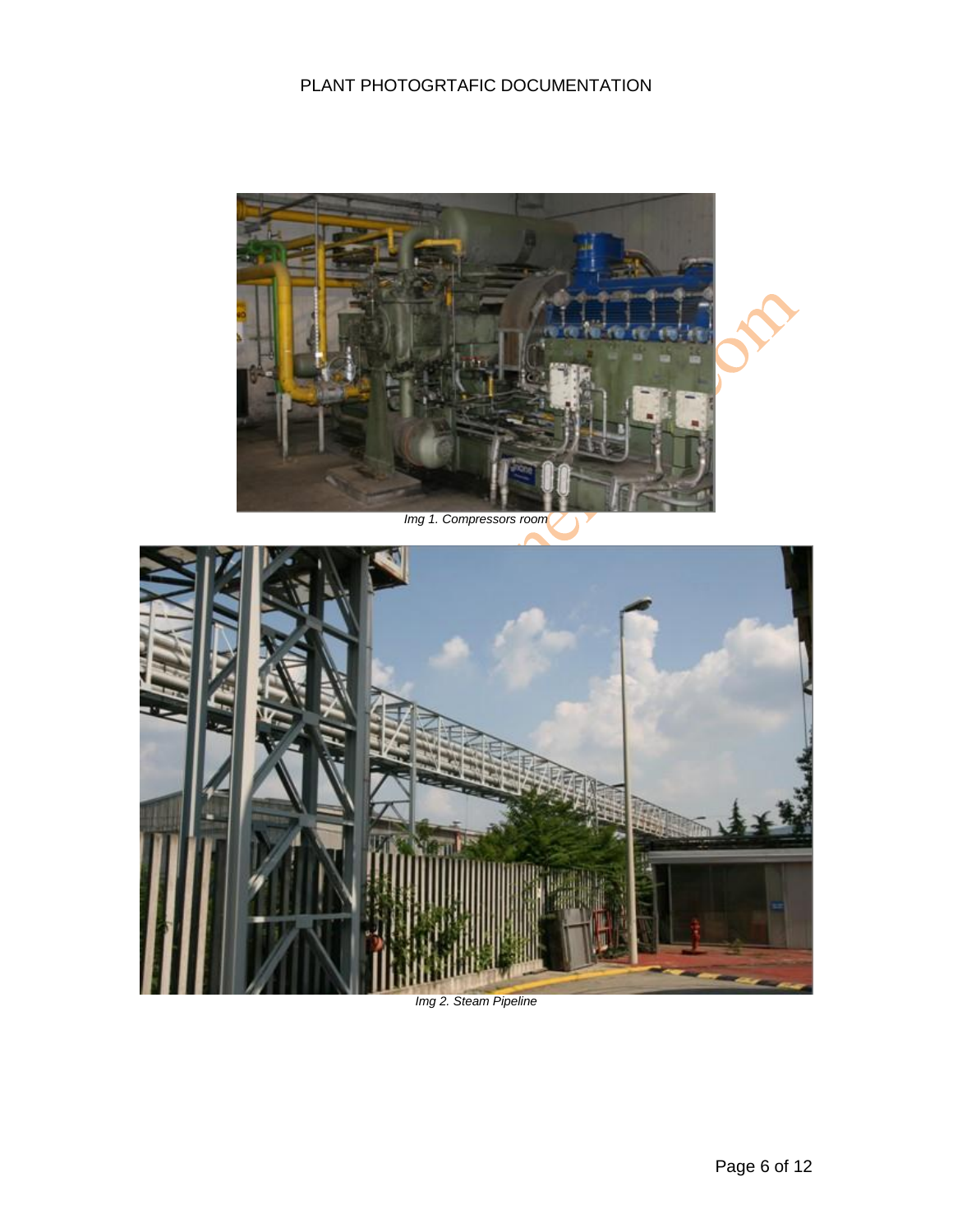PLANT PHOTOGRTAFIC DOCUMENTATION

*Img 1. Compressors room*

*Img 2. Steam Pipeline*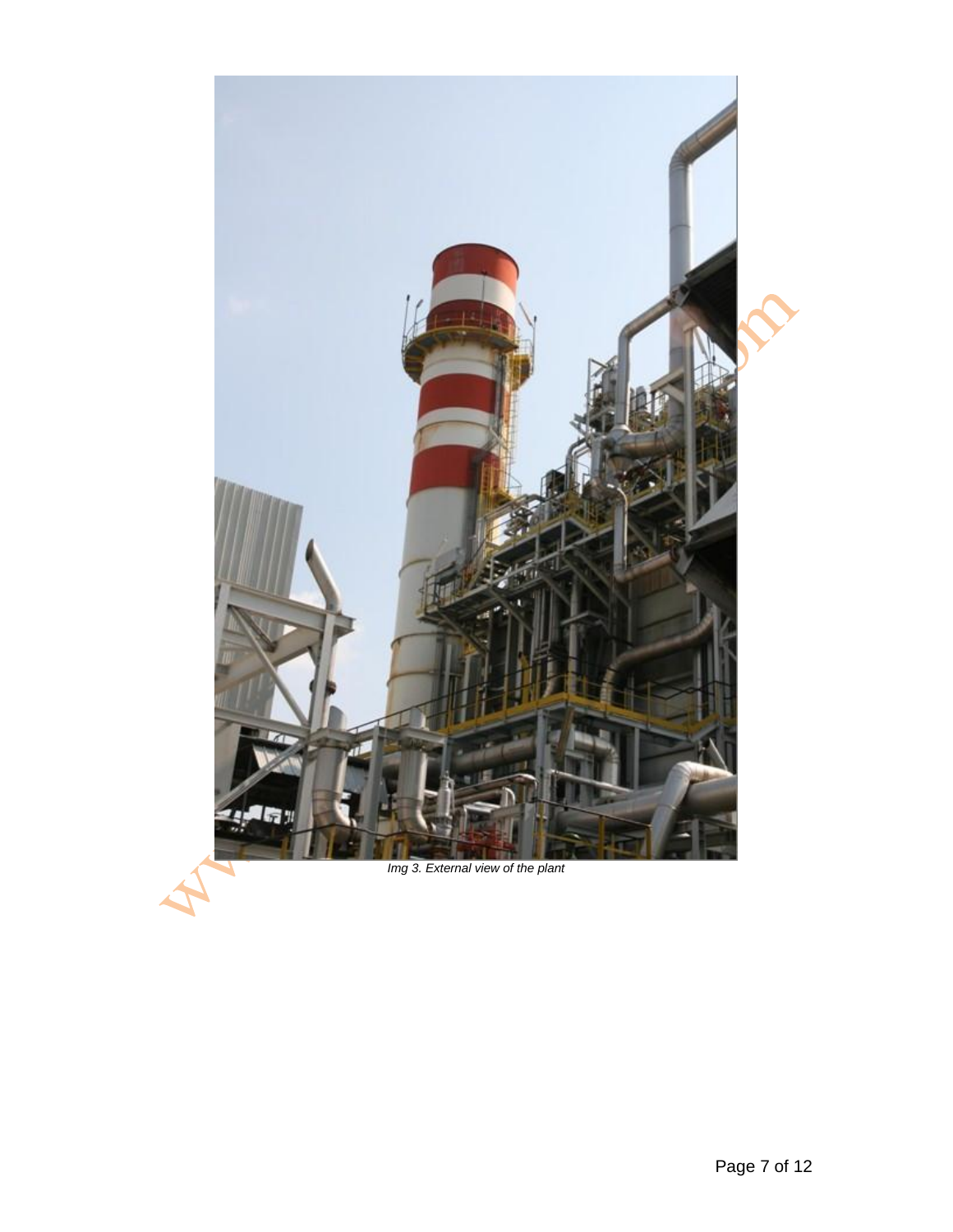*Img 3. External view of the plant*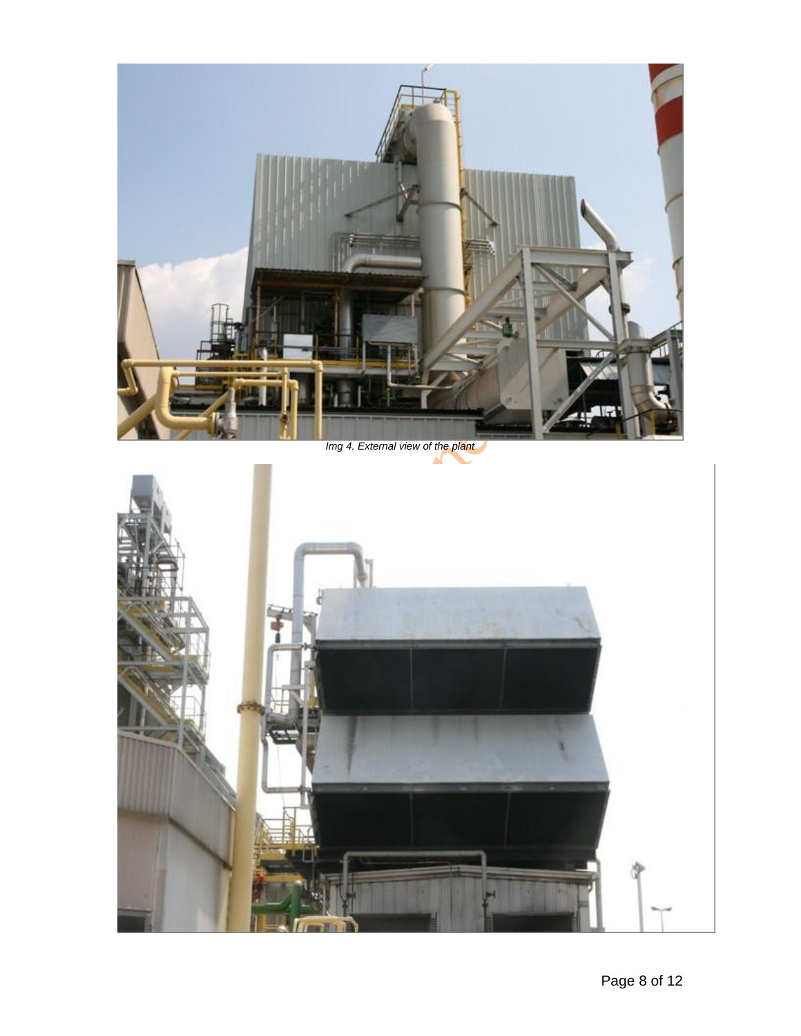*Img 4. External view of the plant*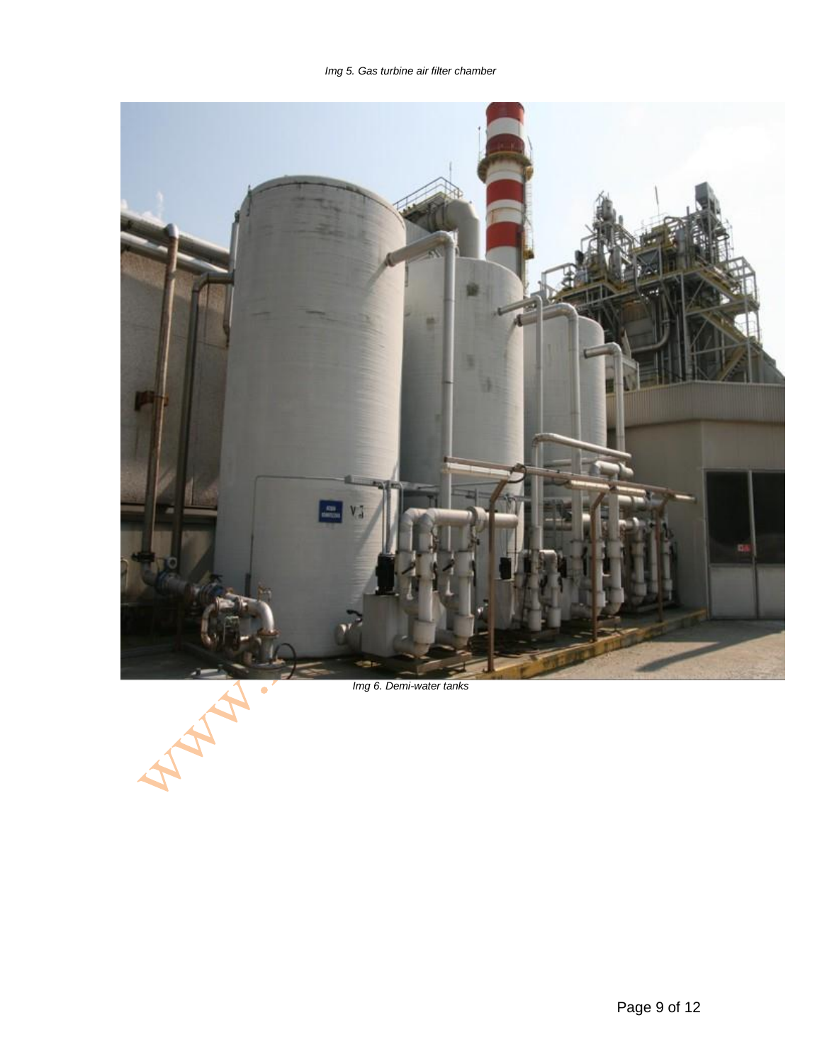*Img 5. Gas turbine air filter chamber*

*Img 6. Demi-water tanks*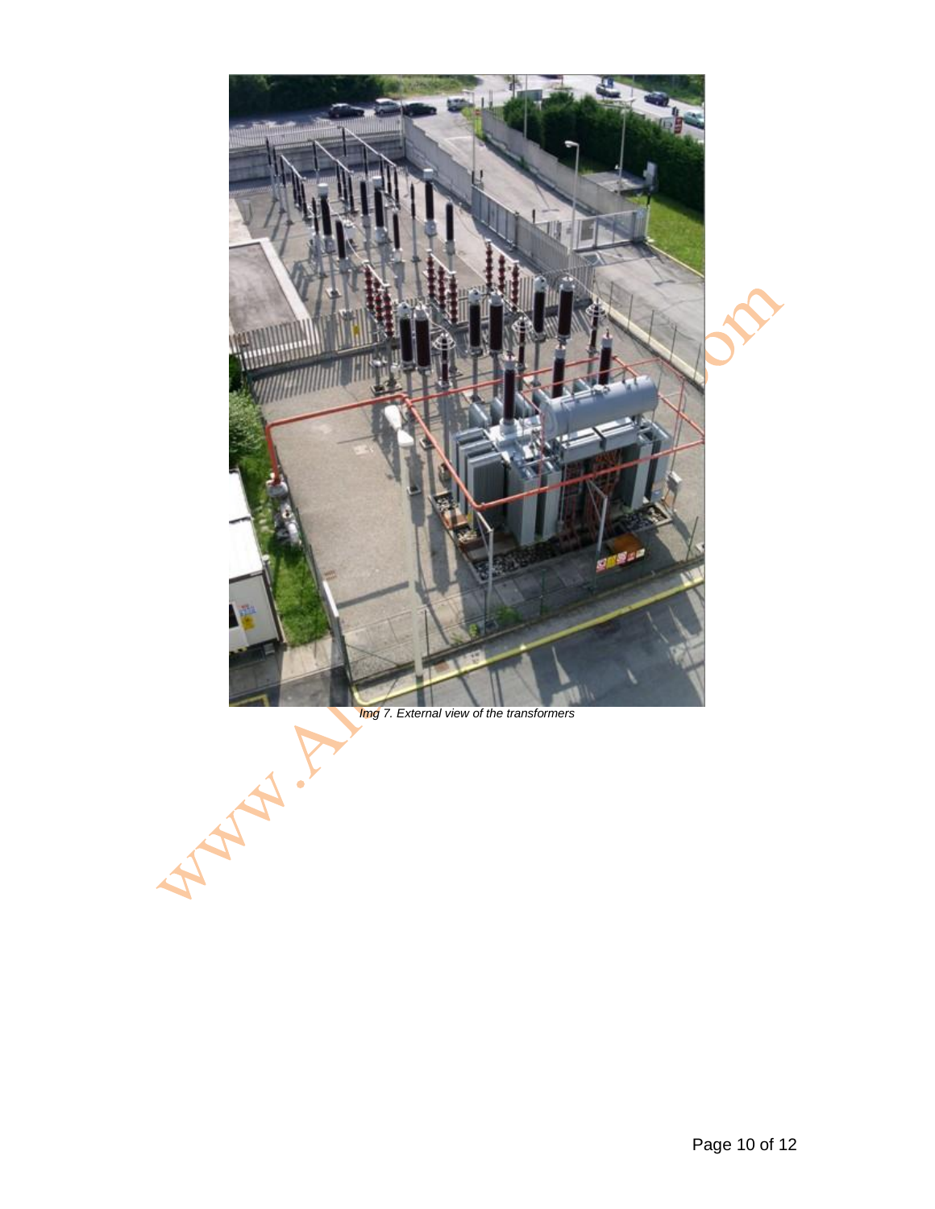*Img 7. External view of the transformers*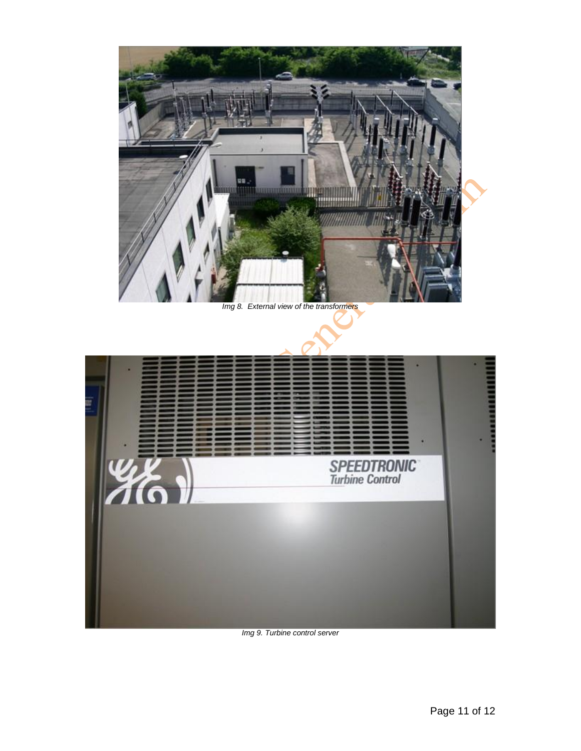Img 8. External view of the transformers

Img 9. Turbine control server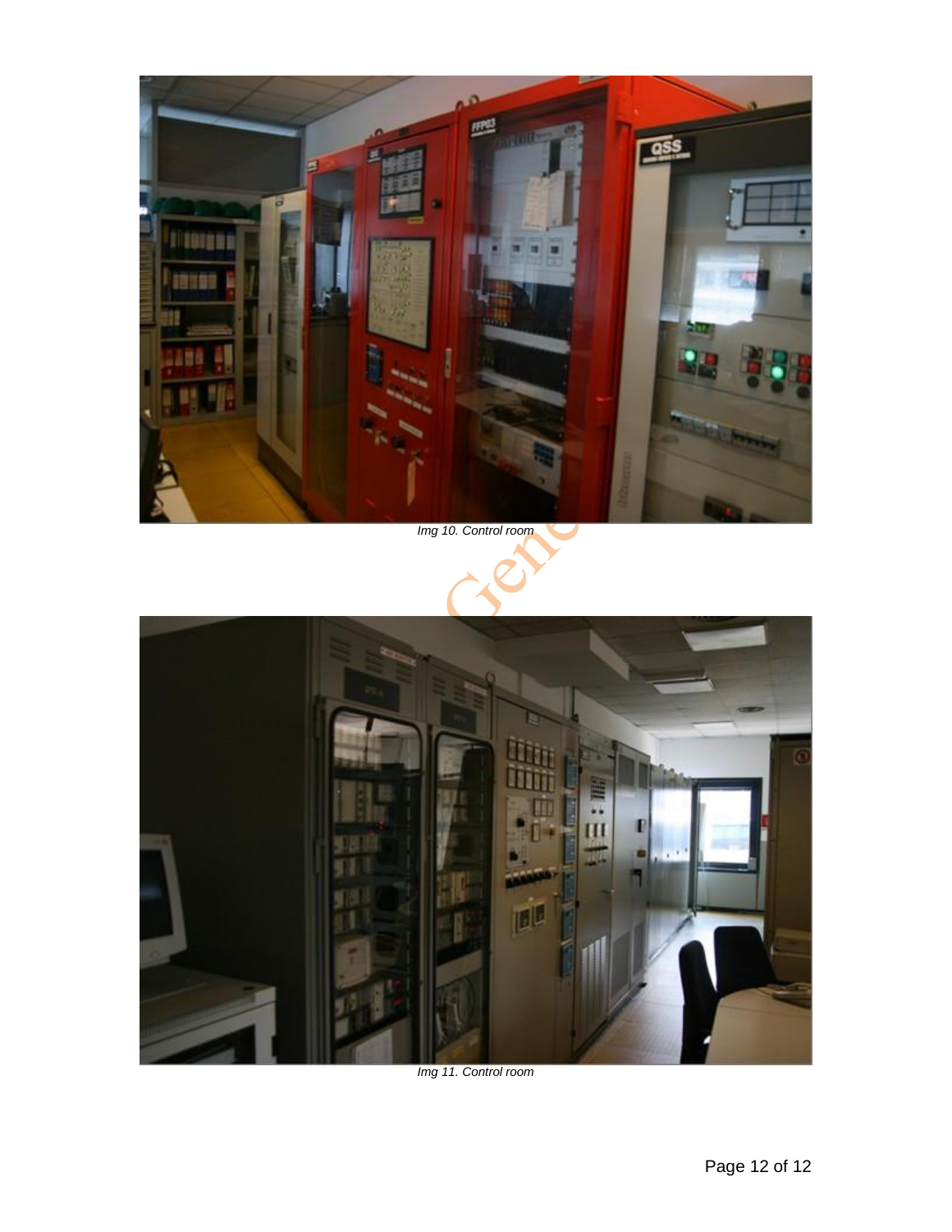Img 10. Control room

Img 11. Control room